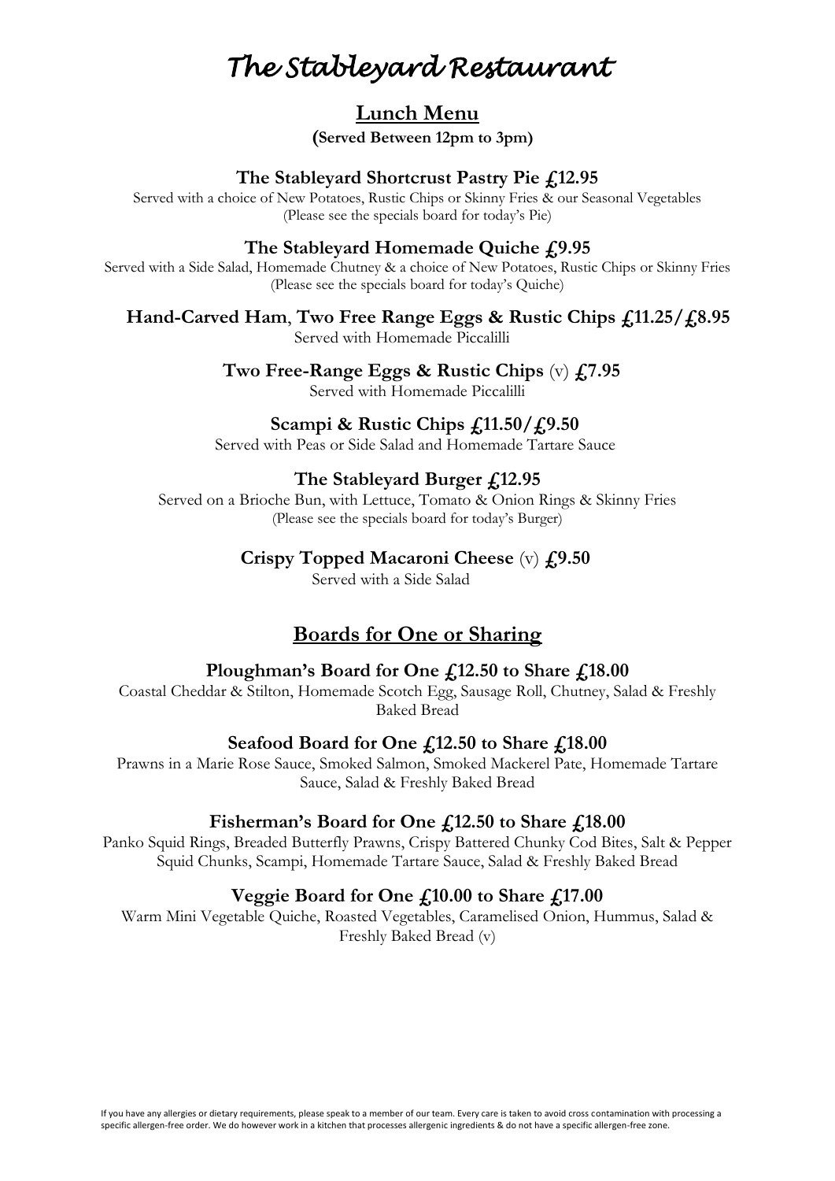# *The Stableyard Restaurant*

## Lunch Menu

**(Served Between 12pm to 3pm)**

### The Stableyard Shortcrust Pastry Pie £12.95

Served with a choice of New Potatoes, Rustic Chips or Skinny Fries & our Seasonal Vegetables
(Please see the specials board for today's Pie)

### The Stableyard Homemade Quiche £9.95

Served with a Side Salad, Homemade Chutney & a choice of New Potatoes, Rustic Chips or Skinny Fries
(Please see the specials board for today's Quiche)

### Hand-Carved Ham, Two Free Range Eggs & Rustic Chips £11.25/£8.95

Served with Homemade Piccalilli

### Two Free-Range Eggs & Rustic Chips (v) £7.95

Served with Homemade Piccalilli

### Scampi & Rustic Chips £11.50/£9.50

Served with Peas or Side Salad and Homemade Tartare Sauce

### The Stableyard Burger £12.95

Served on a Brioche Bun, with Lettuce, Tomato & Onion Rings & Skinny Fries
(Please see the specials board for today's Burger)

### Crispy Topped Macaroni Cheese (v) £9.50

Served with a Side Salad

## Boards for One or Sharing

### Ploughman's Board for One £12.50 to Share £18.00

Coastal Cheddar & Stilton, Homemade Scotch Egg, Sausage Roll, Chutney, Salad & Freshly Baked Bread

### Seafood Board for One £12.50 to Share £18.00

Prawns in a Marie Rose Sauce, Smoked Salmon, Smoked Mackerel Pate, Homemade Tartare Sauce, Salad & Freshly Baked Bread

### Fisherman's Board for One £12.50 to Share £18.00

Panko Squid Rings, Breaded Butterfly Prawns, Crispy Battered Chunky Cod Bites, Salt & Pepper Squid Chunks, Scampi, Homemade Tartare Sauce, Salad & Freshly Baked Bread

### Veggie Board for One £10.00 to Share £17.00

Warm Mini Vegetable Quiche, Roasted Vegetables, Caramelised Onion, Hummus, Salad & Freshly Baked Bread (v)

If you have any allergies or dietary requirements, please speak to a member of our team. Every care is taken to avoid cross contamination with processing a specific allergen-free order. We do however work in a kitchen that processes allergenic ingredients & do not have a specific allergen-free zone.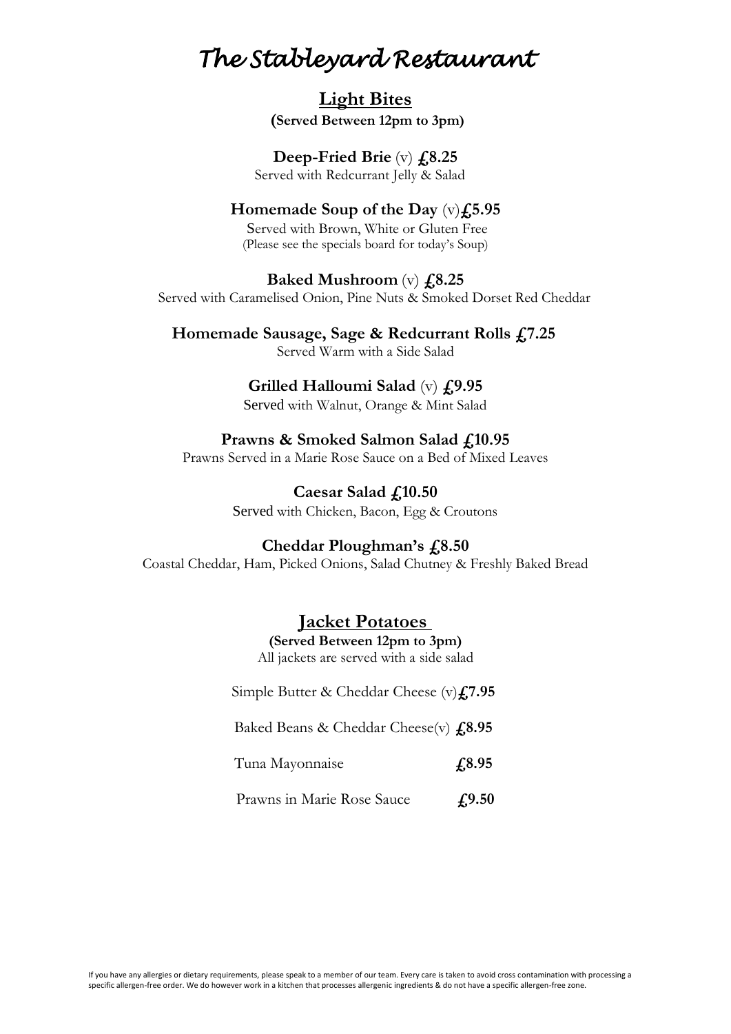# *The Stableyard Restaurant*

## Light Bites

**(Served Between 12pm to 3pm)**

**Deep-Fried Brie** (v) **£8.25**
Served with Redcurrant Jelly & Salad

**Homemade Soup of the Day** (v)**£5.95**
Served with Brown, White or Gluten Free
(Please see the specials board for today's Soup)

**Baked Mushroom** (v) **£8.25**
Served with Caramelised Onion, Pine Nuts & Smoked Dorset Red Cheddar

**Homemade Sausage, Sage & Redcurrant Rolls £7.25**
Served Warm with a Side Salad

**Grilled Halloumi Salad** (v) **£9.95**
Served with Walnut, Orange & Mint Salad

**Prawns & Smoked Salmon Salad £10.95**
Prawns Served in a Marie Rose Sauce on a Bed of Mixed Leaves

**Caesar Salad £10.50**
Served with Chicken, Bacon, Egg & Croutons

**Cheddar Ploughman's £8.50**
Coastal Cheddar, Ham, Picked Onions, Salad Chutney & Freshly Baked Bread

## Jacket Potatoes

**(Served Between 12pm to 3pm)**
All jackets are served with a side salad

Simple Butter & Cheddar Cheese (v)**£7.95**

Baked Beans & Cheddar Cheese(v) **£8.95**

Tuna Mayonnaise **£8.95**

Prawns in Marie Rose Sauce **£9.50**

If you have any allergies or dietary requirements, please speak to a member of our team. Every care is taken to avoid cross contamination with processing a specific allergen-free order. We do however work in a kitchen that processes allergenic ingredients & do not have a specific allergen-free zone.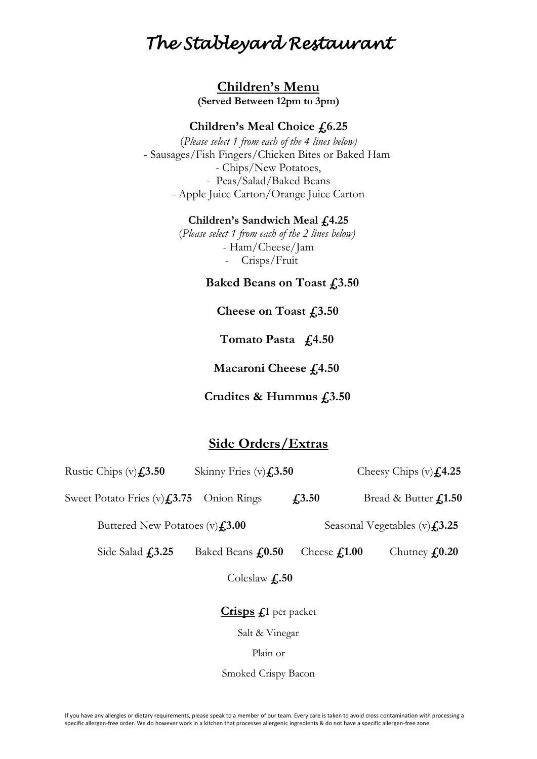# *The Stableyard Restaurant*

## Children's Menu

**(Served Between 12pm to 3pm)**

**Children's Meal Choice £6.25**

(*Please select 1 from each of the 4 lines below)*

- Sausages/Fish Fingers/Chicken Bites or Baked Ham
- Chips/New Potatoes,
- Peas/Salad/Baked Beans
- Apple Juice Carton/Orange Juice Carton

**Children's Sandwich Meal £4.25**

(*Please select 1 from each of the 2 lines below)*

- Ham/Cheese/Jam
- Crisps/Fruit

**Baked Beans on Toast £3.50**

**Cheese on Toast £3.50**

**Tomato Pasta £4.50**

**Macaroni Cheese £4.50**

**Crudites & Hummus £3.50**

## Side Orders/Extras

Rustic Chips (v) **£3.50** Skinny Fries (v) **£3.50** Cheesy Chips (v) **£4.25**

Sweet Potato Fries (v) **£3.75** Onion Rings **£3.50** Bread & Butter **£1.50**

Buttered New Potatoes (v) **£3.00** Seasonal Vegetables (v) **£3.25**

Side Salad **£3.25** Baked Beans **£0.50** Cheese **£1.00** Chutney **£0.20**

Coleslaw **£.50**

**Crisps** **£1** per packet

Salt & Vinegar

Plain or

Smoked Crispy Bacon

If you have any allergies or dietary requirements, please speak to a member of our team. Every care is taken to avoid cross contamination with processing a specific allergen-free order. We do however work in a kitchen that processes allergenic ingredients & do not have a specific allergen-free zone.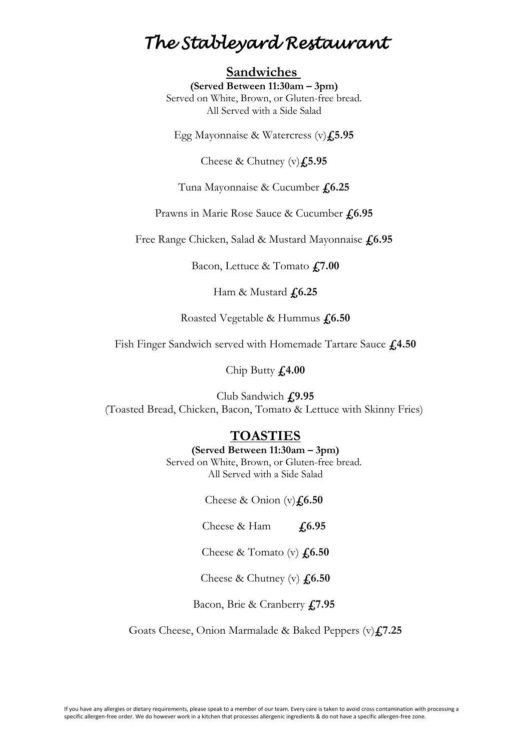# *The Stableyard Restaurant*

## Sandwiches

**(Served Between 11:30am – 3pm)**
Served on White, Brown, or Gluten-free bread.
All Served with a Side Salad

Egg Mayonnaise & Watercress (v)**£5.95**

Cheese & Chutney (v)**£5.95**

Tuna Mayonnaise & Cucumber **£6.25**

Prawns in Marie Rose Sauce & Cucumber **£6.95**

Free Range Chicken, Salad & Mustard Mayonnaise **£6.95**

Bacon, Lettuce & Tomato **£7.00**

Ham & Mustard **£6.25**

Roasted Vegetable & Hummus **£6.50**

Fish Finger Sandwich served with Homemade Tartare Sauce **£4.50**

Chip Butty **£4.00**

Club Sandwich **£9.95**
(Toasted Bread, Chicken, Bacon, Tomato & Lettuce with Skinny Fries)

## TOASTIES

**(Served Between 11:30am – 3pm)**
Served on White, Brown, or Gluten-free bread.
All Served with a Side Salad

Cheese & Onion (v)**£6.50**

Cheese & Ham **£6.95**

Cheese & Tomato (v) **£6.50**

Cheese & Chutney (v) **£6.50**

Bacon, Brie & Cranberry **£7.95**

Goats Cheese, Onion Marmalade & Baked Peppers (v)**£7.25**

If you have any allergies or dietary requirements, please speak to a member of our team. Every care is taken to avoid cross contamination with processing a specific allergen-free order. We do however work in a kitchen that processes allergenic ingredients & do not have a specific allergen-free zone.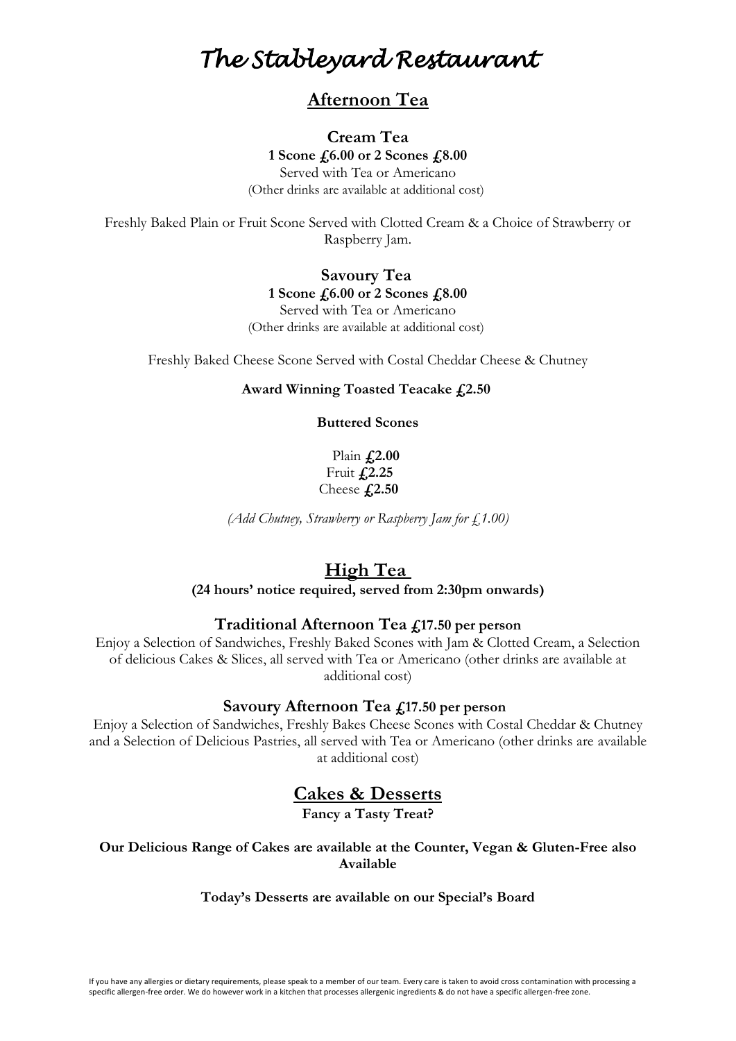# *The Stableyard Restaurant*

## Afternoon Tea

### Cream Tea

**1 Scone £6.00 or 2 Scones £8.00**

Served with Tea or Americano

(Other drinks are available at additional cost)

Freshly Baked Plain or Fruit Scone Served with Clotted Cream & a Choice of Strawberry or Raspberry Jam.

### Savoury Tea

**1 Scone £6.00 or 2 Scones £8.00**

Served with Tea or Americano

(Other drinks are available at additional cost)

Freshly Baked Cheese Scone Served with Costal Cheddar Cheese & Chutney

**Award Winning Toasted Teacake £2.50**

**Buttered Scones**

Plain **£2.00**
Fruit **£2.25**
Cheese **£2.50**

*(Add Chutney, Strawberry or Raspberry Jam for £1.00)*

## High Tea

**(24 hours' notice required, served from 2:30pm onwards)**

### Traditional Afternoon Tea £17.50 per person

Enjoy a Selection of Sandwiches, Freshly Baked Scones with Jam & Clotted Cream, a Selection of delicious Cakes & Slices, all served with Tea or Americano (other drinks are available at additional cost)

### Savoury Afternoon Tea £17.50 per person

Enjoy a Selection of Sandwiches, Freshly Bakes Cheese Scones with Costal Cheddar & Chutney and a Selection of Delicious Pastries, all served with Tea or Americano (other drinks are available at additional cost)

## Cakes & Desserts

**Fancy a Tasty Treat?**

**Our Delicious Range of Cakes are available at the Counter, Vegan & Gluten-Free also Available**

**Today's Desserts are available on our Special's Board**

If you have any allergies or dietary requirements, please speak to a member of our team. Every care is taken to avoid cross contamination with processing a specific allergen-free order. We do however work in a kitchen that processes allergenic ingredients & do not have a specific allergen-free zone.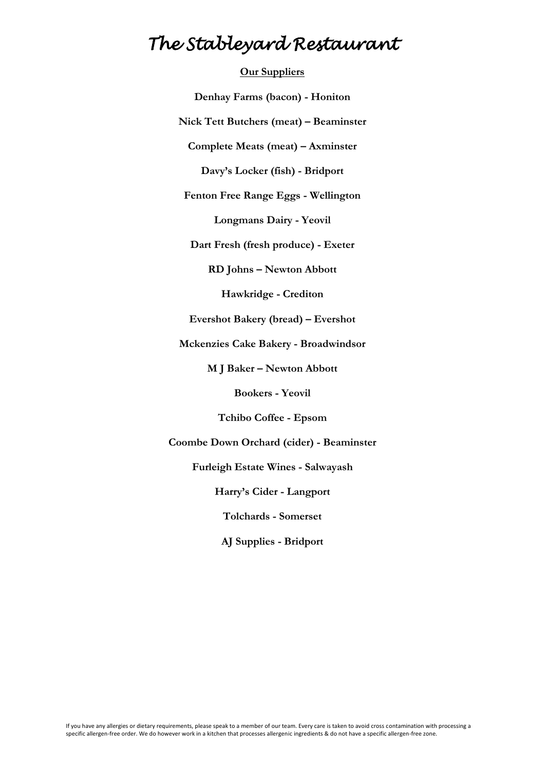# The Stableyard Restaurant

**Our Suppliers**

**Denhay Farms (bacon) - Honiton**

**Nick Tett Butchers (meat) – Beaminster**

**Complete Meats (meat) – Axminster**

**Davy's Locker (fish) - Bridport**

**Fenton Free Range Eggs - Wellington**

**Longmans Dairy - Yeovil**

**Dart Fresh (fresh produce) - Exeter**

**RD Johns – Newton Abbott**

**Hawkridge - Crediton**

**Evershot Bakery (bread) – Evershot**

**Mckenzies Cake Bakery - Broadwindsor**

**M J Baker – Newton Abbott**

**Bookers - Yeovil**

**Tchibo Coffee - Epsom**

**Coombe Down Orchard (cider) - Beaminster**

**Furleigh Estate Wines - Salwayash**

**Harry's Cider - Langport**

**Tolchards - Somerset**

**AJ Supplies - Bridport**

If you have any allergies or dietary requirements, please speak to a member of our team. Every care is taken to avoid cross contamination with processing a specific allergen-free order. We do however work in a kitchen that processes allergenic ingredients & do not have a specific allergen-free zone.